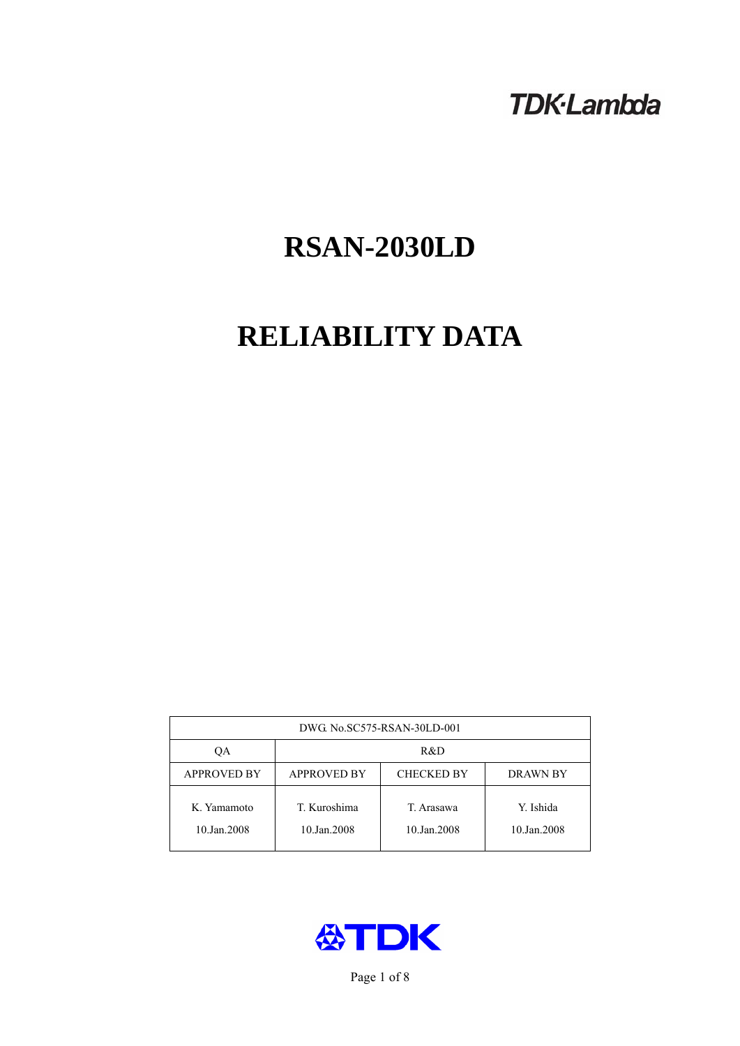TDK·Lambda

# RSAN-2030LD

# RELIABILITY DATA

| DWG. No.SC575-RSAN-30LD-001 | | | |
|---|---|---|---|
| QA | R&D | | |
| APPROVED BY | APPROVED BY | CHECKED BY | DRAWN BY |
| K. Yamamoto<br>10.Jan.2008 | T. Kuroshima<br>10.Jan.2008 | T. Arasawa<br>10.Jan.2008 | Y. Ishida<br>10.Jan.2008 |

TDK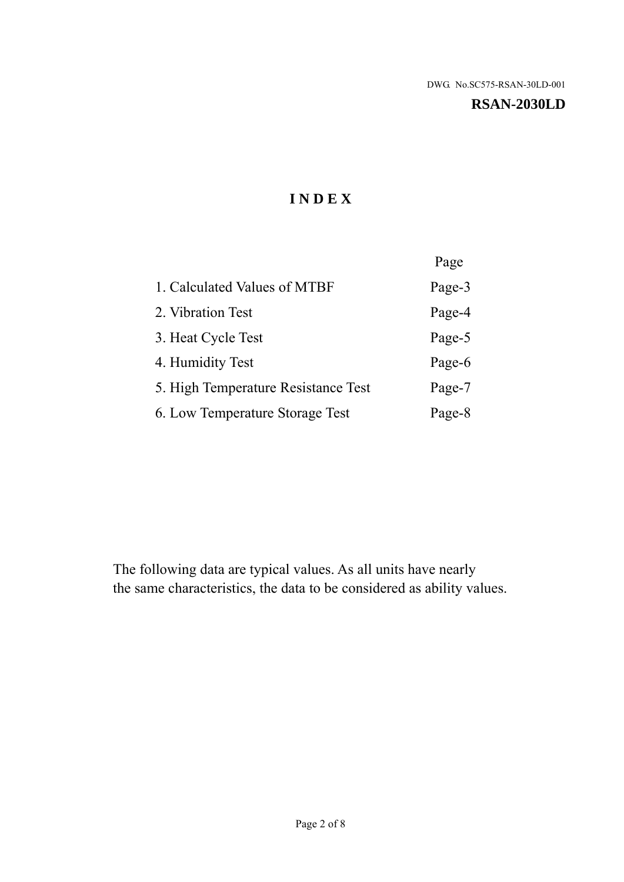DWG. No.SC575-RSAN-30LD-001

**RSAN-2030LD**

# I N D E X

| | Page |
|---|---|
| 1. Calculated Values of MTBF | Page-3 |
| 2. Vibration Test | Page-4 |
| 3. Heat Cycle Test | Page-5 |
| 4. Humidity Test | Page-6 |
| 5. High Temperature Resistance Test | Page-7 |
| 6. Low Temperature Storage Test | Page-8 |

The following data are typical values. As all units have nearly the same characteristics, the data to be considered as ability values.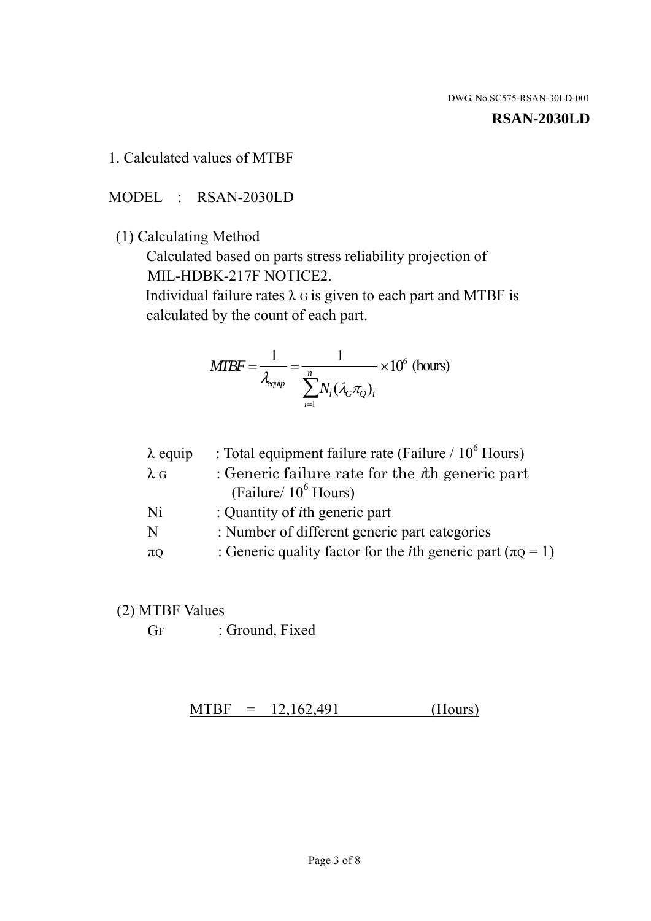DWG. No.SC575-RSAN-30LD-001

**RSAN-2030LD**

## 1. Calculated values of MTBF

MODEL : RSAN-2030LD

(1) Calculating Method

Calculated based on parts stress reliability projection of MIL-HDBK-217F NOTICE2.

Individual failure rates $\lambda_G$ is given to each part and MTBF is calculated by the count of each part.

$$MTBF = \frac{1}{\lambda_{equip}} = \frac{1}{\sum_{i=1}^{n} N_i (\lambda_G \pi_Q)_i} \times 10^6 \text{ (hours)}$$

| | |
|---|---|
| $\lambda$ equip | : Total equipment failure rate (Failure / $10^6$ Hours) |
| $\lambda_G$ | : Generic failure rate for the $i$th generic part (Failure/ $10^6$ Hours) |
| Ni | : Quantity of $i$th generic part |
| N | : Number of different generic part categories |
| $\pi_Q$ | : Generic quality factor for the $i$th generic part ($\pi_Q = 1$) |

(2) MTBF Values

$G_F$ : Ground, Fixed

MTBF = 12,162,491 (Hours)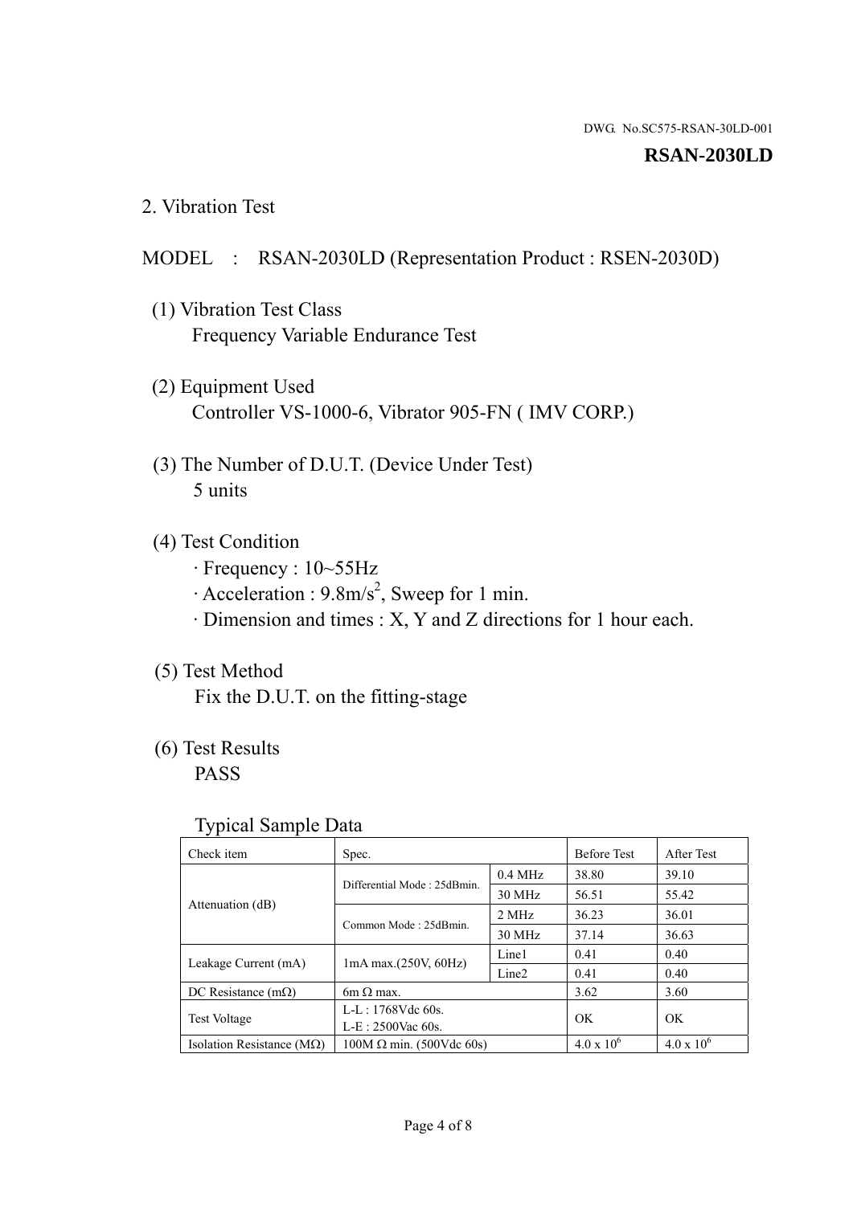DWG. No.SC575-RSAN-30LD-001

**RSAN-2030LD**

## 2. Vibration Test

MODEL : RSAN-2030LD (Representation Product : RSEN-2030D)

(1) Vibration Test Class
Frequency Variable Endurance Test

(2) Equipment Used
Controller VS-1000-6, Vibrator 905-FN ( IMV CORP.)

(3) The Number of D.U.T. (Device Under Test)
5 units

(4) Test Condition
· Frequency : 10~55Hz
· Acceleration : 9.8m/s$^2$, Sweep for 1 min.
· Dimension and times : X, Y and Z directions for 1 hour each.

(5) Test Method
Fix the D.U.T. on the fitting-stage

(6) Test Results
PASS

Typical Sample Data

| Check item | Spec. | | Before Test | After Test |
|---|---|---|---|---|
| Attenuation (dB) | Differential Mode : 25dBmin. | 0.4 MHz | 38.80 | 39.10 |
| | | 30 MHz | 56.51 | 55.42 |
| | Common Mode : 25dBmin. | 2 MHz | 36.23 | 36.01 |
| | | 30 MHz | 37.14 | 36.63 |
| Leakage Current (mA) | 1mA max.(250V, 60Hz) | Line1 | 0.41 | 0.40 |
| | | Line2 | 0.41 | 0.40 |
| DC Resistance (mΩ) | 6m Ω max. | | 3.62 | 3.60 |
| Test Voltage | L-L : 1768Vdc 60s.<br>L-E : 2500Vac 60s. | | OK | OK |
| Isolation Resistance (MΩ) | 100M Ω min. (500Vdc 60s) | | $4.0 \times 10^6$ | $4.0 \times 10^6$ |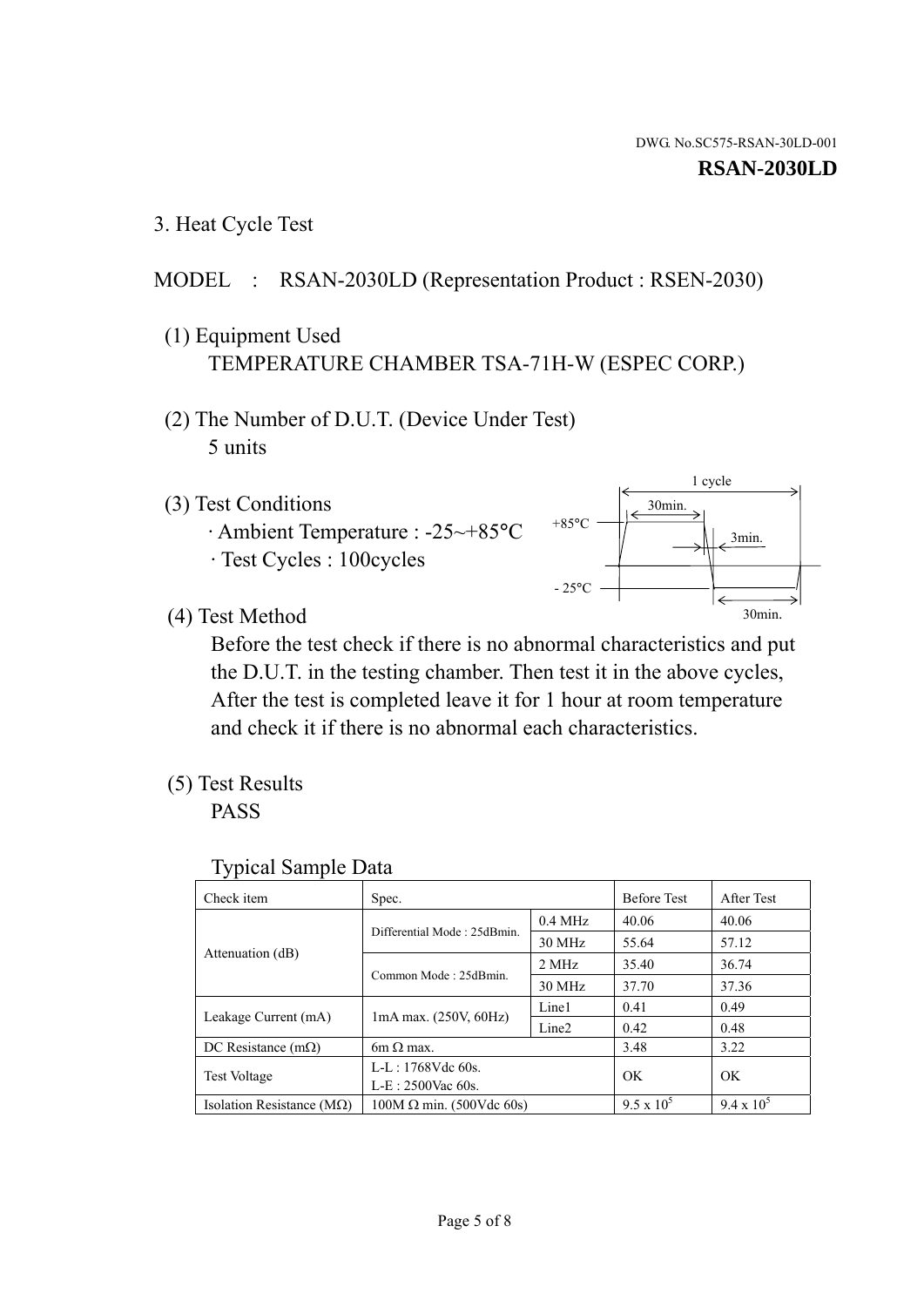DWG. No.SC575-RSAN-30LD-001

**RSAN-2030LD**

## 3. Heat Cycle Test

MODEL : RSAN-2030LD (Representation Product : RSEN-2030)

(1) Equipment Used

TEMPERATURE CHAMBER TSA-71H-W (ESPEC CORP.)

(2) The Number of D.U.T. (Device Under Test)

5 units

(3) Test Conditions

· Ambient Temperature : -25~+85°C

· Test Cycles : 100cycles

1 cycle
30min.
+85°C
3min.
- 25°C
30min.

(4) Test Method

Before the test check if there is no abnormal characteristics and put the D.U.T. in the testing chamber. Then test it in the above cycles, After the test is completed leave it for 1 hour at room temperature and check it if there is no abnormal each characteristics.

(5) Test Results

PASS

Typical Sample Data

| Check item | Spec. | | Before Test | After Test |
|---|---|---|---|---|
| Attenuation (dB) | Differential Mode : 25dBmin. | 0.4 MHz | 40.06 | 40.06 |
| | | 30 MHz | 55.64 | 57.12 |
| | Common Mode : 25dBmin. | 2 MHz | 35.40 | 36.74 |
| | | 30 MHz | 37.70 | 37.36 |
| Leakage Current (mA) | 1mA max. (250V, 60Hz) | Line1 | 0.41 | 0.49 |
| | | Line2 | 0.42 | 0.48 |
| DC Resistance (mΩ) | 6m Ω max. | | 3.48 | 3.22 |
| Test Voltage | L-L : 1768Vdc 60s. L-E : 2500Vac 60s. | | OK | OK |
| Isolation Resistance (MΩ) | 100M Ω min. (500Vdc 60s) | | $9.5 \times 10^5$ | $9.4 \times 10^5$ |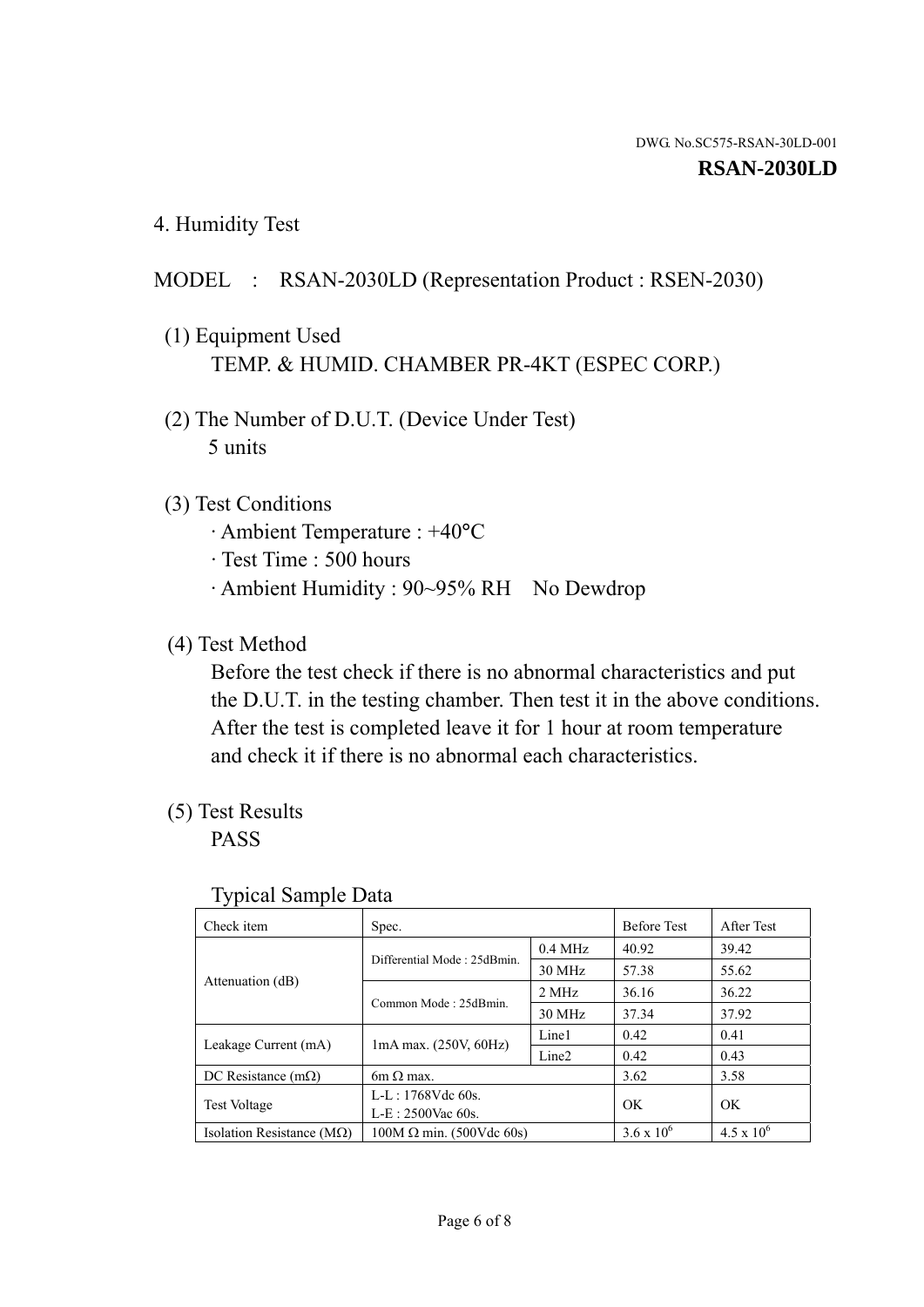DWG. No.SC575-RSAN-30LD-001

**RSAN-2030LD**

## 4. Humidity Test

MODEL : RSAN-2030LD (Representation Product : RSEN-2030)

(1) Equipment Used
TEMP. & HUMID. CHAMBER PR-4KT (ESPEC CORP.)

(2) The Number of D.U.T. (Device Under Test)
5 units

(3) Test Conditions
- Ambient Temperature : +40°C
- Test Time : 500 hours
- Ambient Humidity : 90~95% RH No Dewdrop

(4) Test Method
Before the test check if there is no abnormal characteristics and put the D.U.T. in the testing chamber. Then test it in the above conditions. After the test is completed leave it for 1 hour at room temperature and check it if there is no abnormal each characteristics.

(5) Test Results
PASS

Typical Sample Data

| Check item | Spec. | | Before Test | After Test |
|---|---|---|---|---|
| Attenuation (dB) | Differential Mode : 25dBmin. | 0.4 MHz | 40.92 | 39.42 |
| | | 30 MHz | 57.38 | 55.62 |
| | Common Mode : 25dBmin. | 2 MHz | 36.16 | 36.22 |
| | | 30 MHz | 37.34 | 37.92 |
| Leakage Current (mA) | 1mA max. (250V, 60Hz) | Line1 | 0.42 | 0.41 |
| | | Line2 | 0.42 | 0.43 |
| DC Resistance (mΩ) | 6m Ω max. | | 3.62 | 3.58 |
| Test Voltage | L-L : 1768Vdc 60s.<br>L-E : 2500Vac 60s. | | OK | OK |
| Isolation Resistance (MΩ) | 100M Ω min. (500Vdc 60s) | | $3.6 \times 10^6$ | $4.5 \times 10^6$ |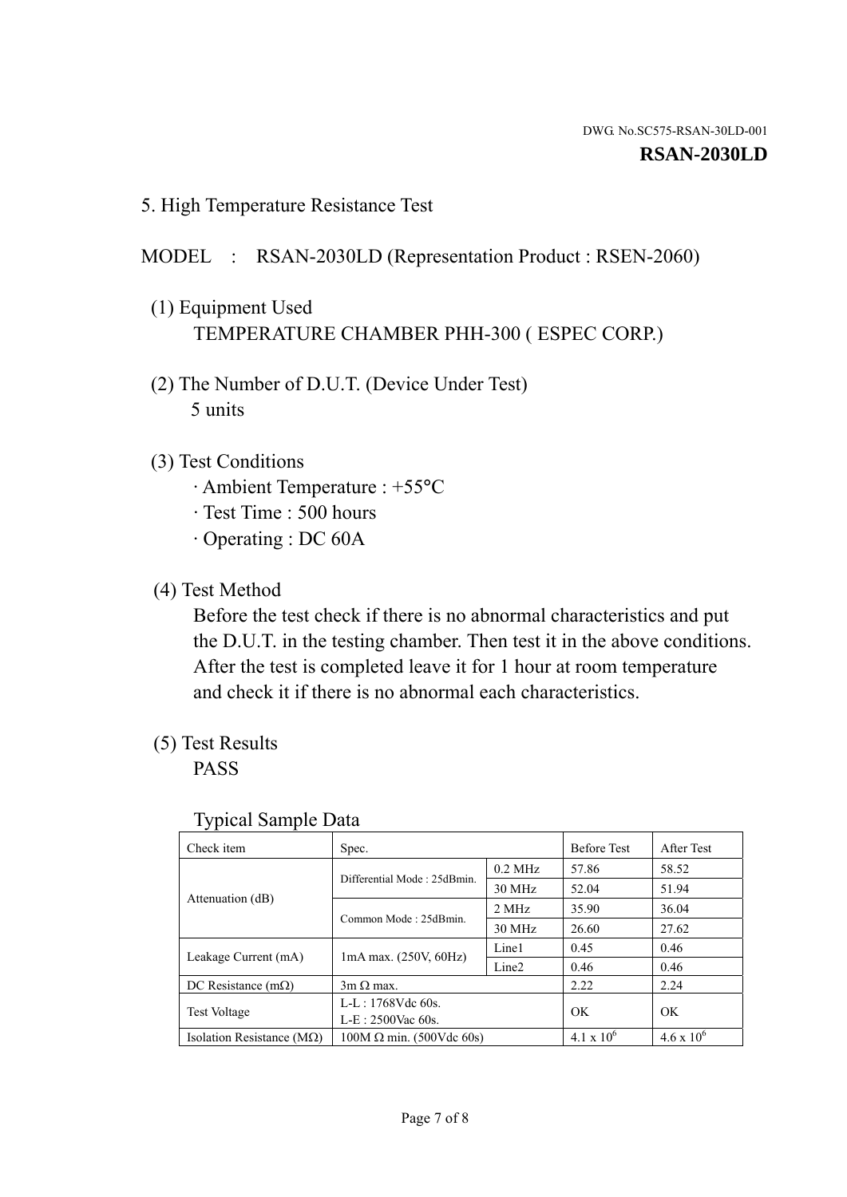DWG. No.SC575-RSAN-30LD-001

**RSAN-2030LD**

## 5. High Temperature Resistance Test

MODEL : RSAN-2030LD (Representation Product : RSEN-2060)

(1) Equipment Used
TEMPERATURE CHAMBER PHH-300 ( ESPEC CORP.)

(2) The Number of D.U.T. (Device Under Test)
5 units

(3) Test Conditions
- · Ambient Temperature : +55°C
- · Test Time : 500 hours
- · Operating : DC 60A

(4) Test Method
Before the test check if there is no abnormal characteristics and put the D.U.T. in the testing chamber. Then test it in the above conditions. After the test is completed leave it for 1 hour at room temperature and check it if there is no abnormal each characteristics.

(5) Test Results
PASS

Typical Sample Data

| Check item | Spec. | | Before Test | After Test |
|---|---|---|---|---|
| Attenuation (dB) | Differential Mode : 25dBmin. | 0.2 MHz | 57.86 | 58.52 |
| | | 30 MHz | 52.04 | 51.94 |
| | Common Mode : 25dBmin. | 2 MHz | 35.90 | 36.04 |
| | | 30 MHz | 26.60 | 27.62 |
| Leakage Current (mA) | 1mA max. (250V, 60Hz) | Line1 | 0.45 | 0.46 |
| | | Line2 | 0.46 | 0.46 |
| DC Resistance (mΩ) | 3m Ω max. | | 2.22 | 2.24 |
| Test Voltage | L-L : 1768Vdc 60s.<br>L-E : 2500Vac 60s. | | OK | OK |
| Isolation Resistance (MΩ) | 100M Ω min. (500Vdc 60s) | | $4.1 \times 10^6$ | $4.6 \times 10^6$ |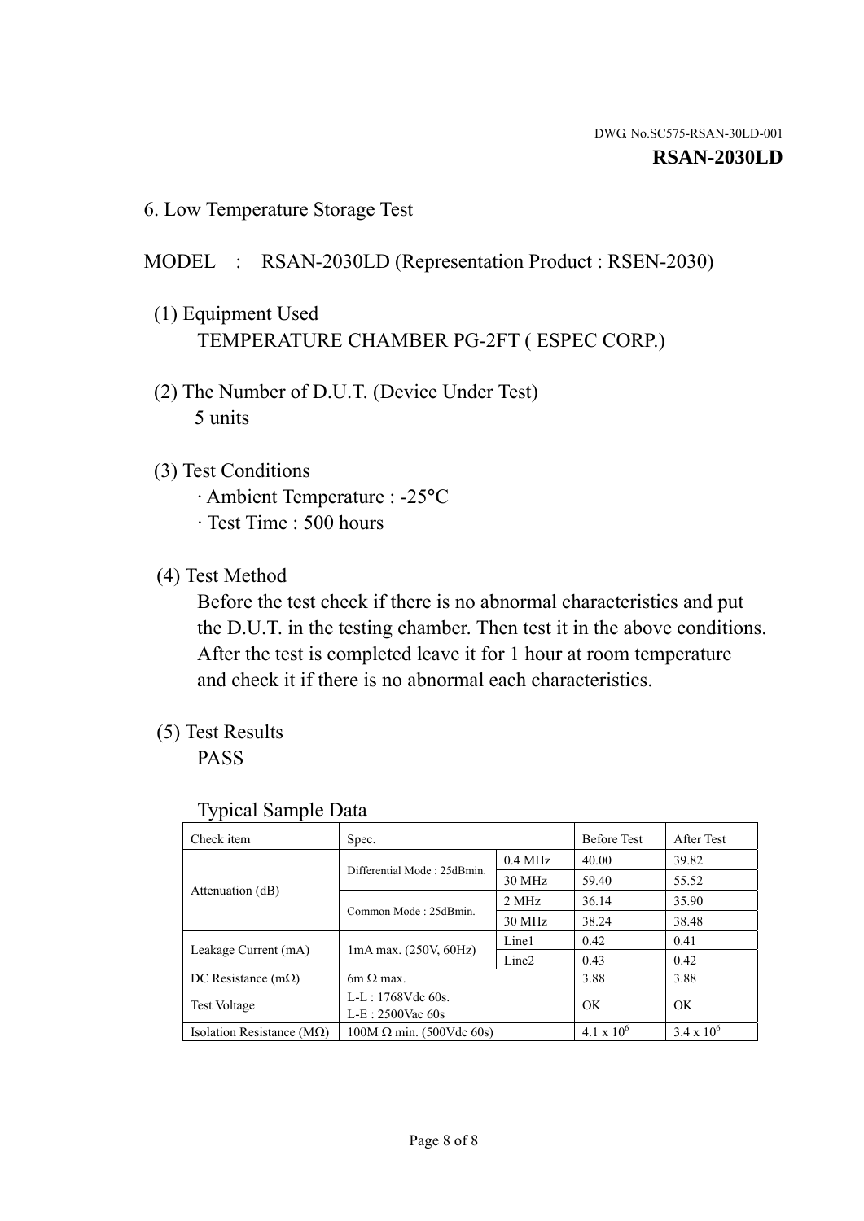DWG. No.SC575-RSAN-30LD-001

**RSAN-2030LD**

## 6. Low Temperature Storage Test

MODEL : RSAN-2030LD (Representation Product : RSEN-2030)

(1) Equipment Used
TEMPERATURE CHAMBER PG-2FT ( ESPEC CORP.)

(2) The Number of D.U.T. (Device Under Test)
5 units

(3) Test Conditions
· Ambient Temperature : -25°C
· Test Time : 500 hours

(4) Test Method
Before the test check if there is no abnormal characteristics and put the D.U.T. in the testing chamber. Then test it in the above conditions. After the test is completed leave it for 1 hour at room temperature and check it if there is no abnormal each characteristics.

(5) Test Results
PASS

Typical Sample Data

| Check item | Spec. | | Before Test | After Test |
|---|---|---|---|---|
| Attenuation (dB) | Differential Mode : 25dBmin. | 0.4 MHz | 40.00 | 39.82 |
| | | 30 MHz | 59.40 | 55.52 |
| | Common Mode : 25dBmin. | 2 MHz | 36.14 | 35.90 |
| | | 30 MHz | 38.24 | 38.48 |
| Leakage Current (mA) | 1mA max. (250V, 60Hz) | Line1 | 0.42 | 0.41 |
| | | Line2 | 0.43 | 0.42 |
| DC Resistance (mΩ) | 6m Ω max. | | 3.88 | 3.88 |
| Test Voltage | L-L : 1768Vdc 60s.<br>L-E : 2500Vac 60s | | OK | OK |
| Isolation Resistance (MΩ) | 100M Ω min. (500Vdc 60s) | | $4.1 \times 10^6$ | $3.4 \times 10^6$ |